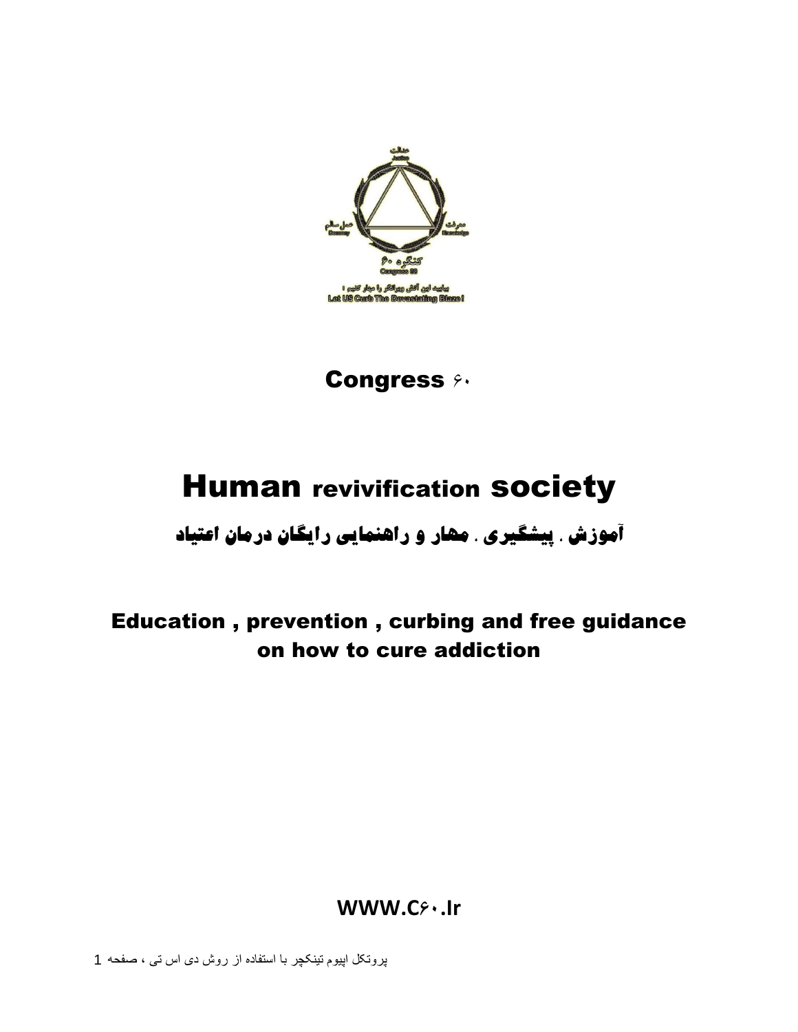# Congress ۶۰

# Human revivification society

## آموزش . پیشگیری . مهار و راهنمایی رایگان درمان اعتیاد

## Education , prevention , curbing and free guidance on how to cure addiction

**WWW.C۶۰.Ir**

پروتکل اپیوم تینکچر با استفاده از روش دی اس تی ، صفحه 1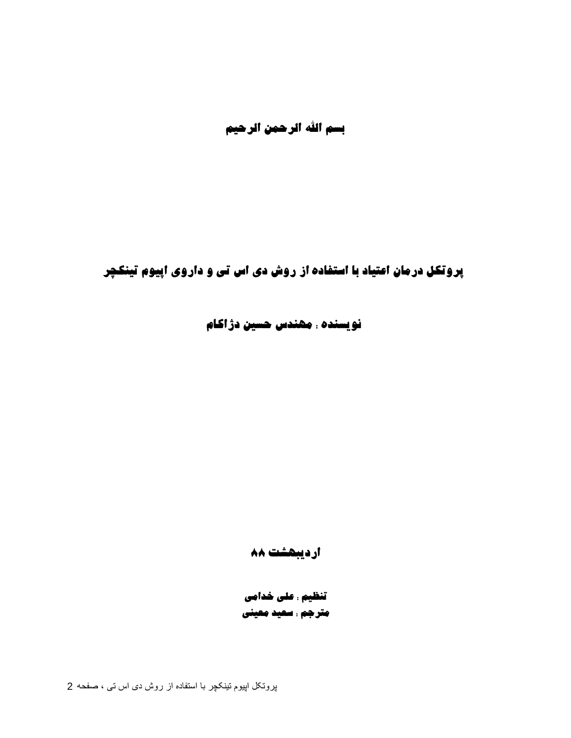بسم الله الرحمن الرحيم

# پروتکل درمان اعتیاد با استفاده از روش دی اس تی و داروی اپیوم تینکچر

## نویسنده : مهندس حسین دژاکام

**اردیبهشت ۸۸**

**تنظیم : علی خدامی**

**مترجم : سعید معینی**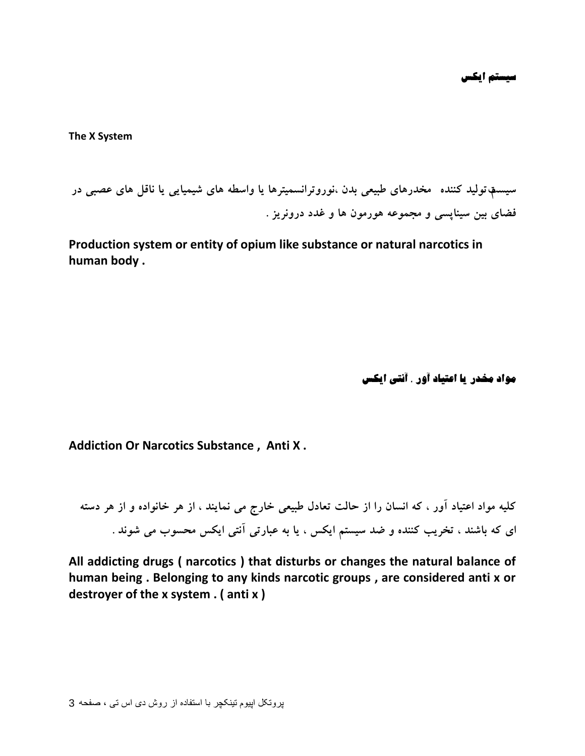## سیستم ایکس

**The X System**

**سیستم تولید کننده مخدرهای طبیعی بدن ،نوروترانسمیترها یا واسطه های شیمیایی یا ناقل های عصبی در فضای بین سیناپسی و مجموعه هورمون ها و غدد درونریز .**

**Production system or entity of opium like substance or natural narcotics in human body .**

## مواد مخدر یا اعتیاد آور . آنتی ایکس

**Addiction Or Narcotics Substance , Anti X .**

**کلیه مواد اعتیاد آور ، که انسان را از حالت تعادل طبیعی خارج می نمایند ، از هر خانواده و از هر دسته ای که باشند ، تخریب کننده و ضد سیستم ایکس ، یا به عبارتی آنتی ایکس محسوب می شوند .**

**All addicting drugs ( narcotics ) that disturbs or changes the natural balance of human being . Belonging to any kinds narcotic groups , are considered anti x or destroyer of the x system . ( anti x )**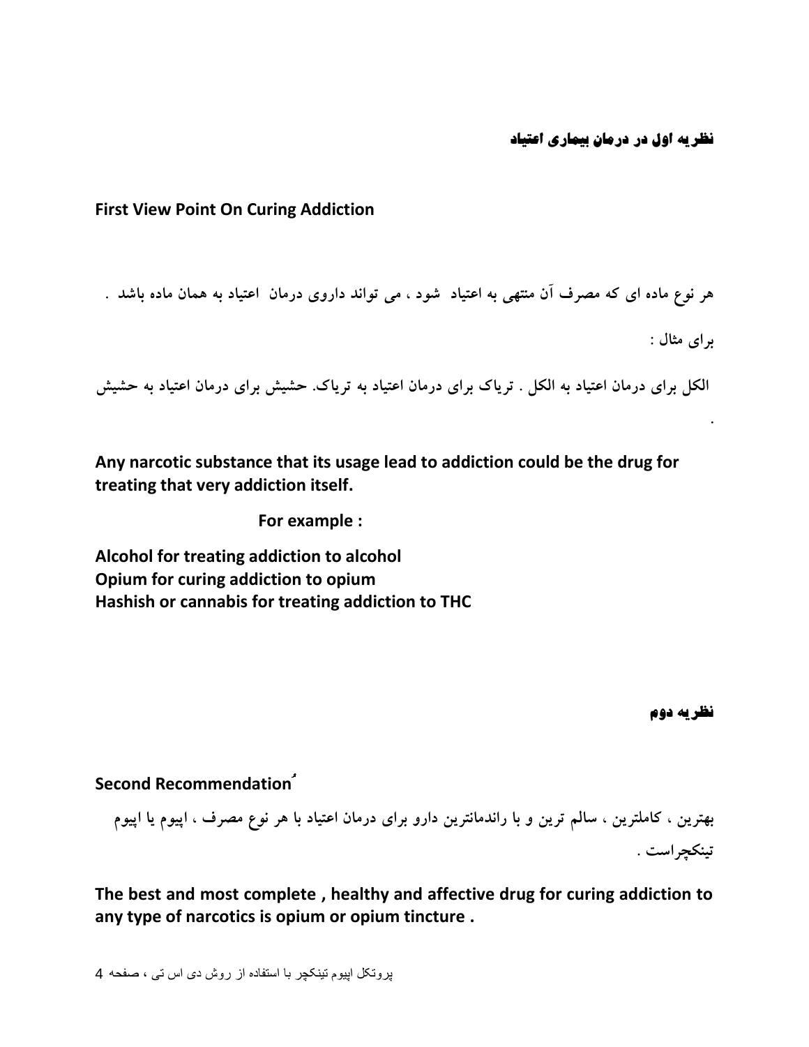### نظریه اول در درمان بیماری اعتیاد

### First View Point On Curing Addiction

هر نوع ماده ای که مصرف آن منتهی به اعتیاد شود ، می تواند داروی درمان اعتیاد به همان ماده باشد .

برای مثال :

الکل برای درمان اعتیاد به الکل . تریاک برای درمان اعتیاد به تریاک. حشیش برای درمان اعتیاد به حشیش .

**Any narcotic substance that its usage lead to addiction could be the drug for treating that very addiction itself.**

**For example :**

**Alcohol for treating addiction to alcohol**
**Opium for curing addiction to opium**
**Hashish or cannabis for treating addiction to THC**

### نظریه دوم

### Second Recommendation

بهترین ، کاملترین ، سالم ترین و با راندمانترین دارو برای درمان اعتیاد با هر نوع مصرف ، اپیوم یا اپیوم تینکچراست .

**The best and most complete , healthy and affective drug for curing addiction to any type of narcotics is opium or opium tincture .**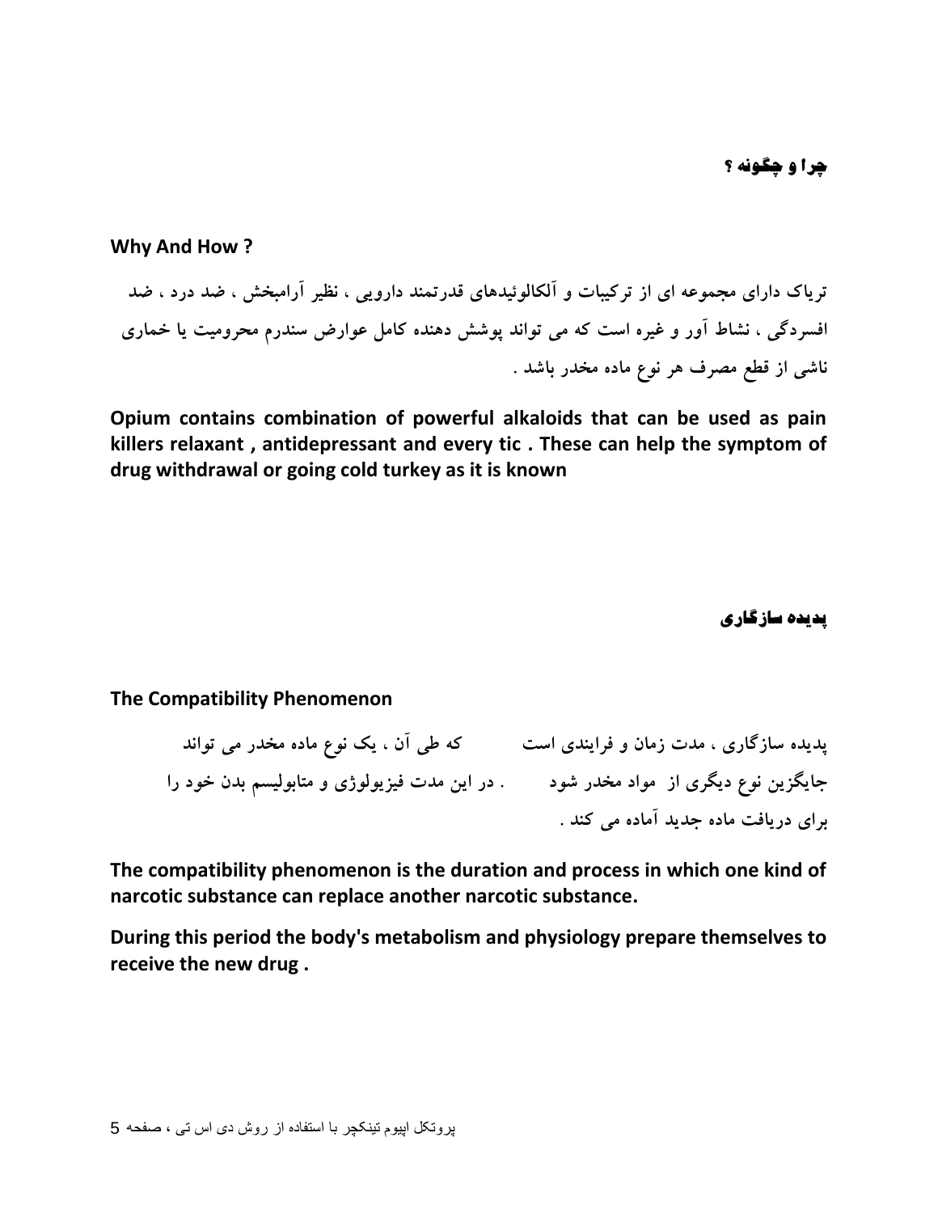## چرا و چگونه ؟

## Why And How ?

**تریاک دارای مجموعه ای از ترکیبات و آلکالوئیدهای قدرتمند دارویی ، نظیر آرامبخش ، ضد درد ، ضد افسردگی ، نشاط آور و غیره است که می تواند پوشش دهنده کامل عوارض سندرم محرومیت یا خماری ناشی از قطع مصرف هر نوع ماده مخدر باشد .**

**Opium contains combination of powerful alkaloids that can be used as pain killers relaxant , antidepressant and every tic . These can help the symptom of drug withdrawal or going cold turkey as it is known**

## پدیده سازگاری

## The Compatibility Phenomenon

**پدیده سازگاری ، مدت زمان و فرایندی است که طی آن ، یک نوع ماده مخدر می تواند جایگزین نوع دیگری از مواد مخدر شود . در این مدت فیزیولوژی و متابولیسم بدن خود را برای دریافت ماده جدید آماده می کند .**

**The compatibility phenomenon is the duration and process in which one kind of narcotic substance can replace another narcotic substance.**

**During this period the body's metabolism and physiology prepare themselves to receive the new drug .**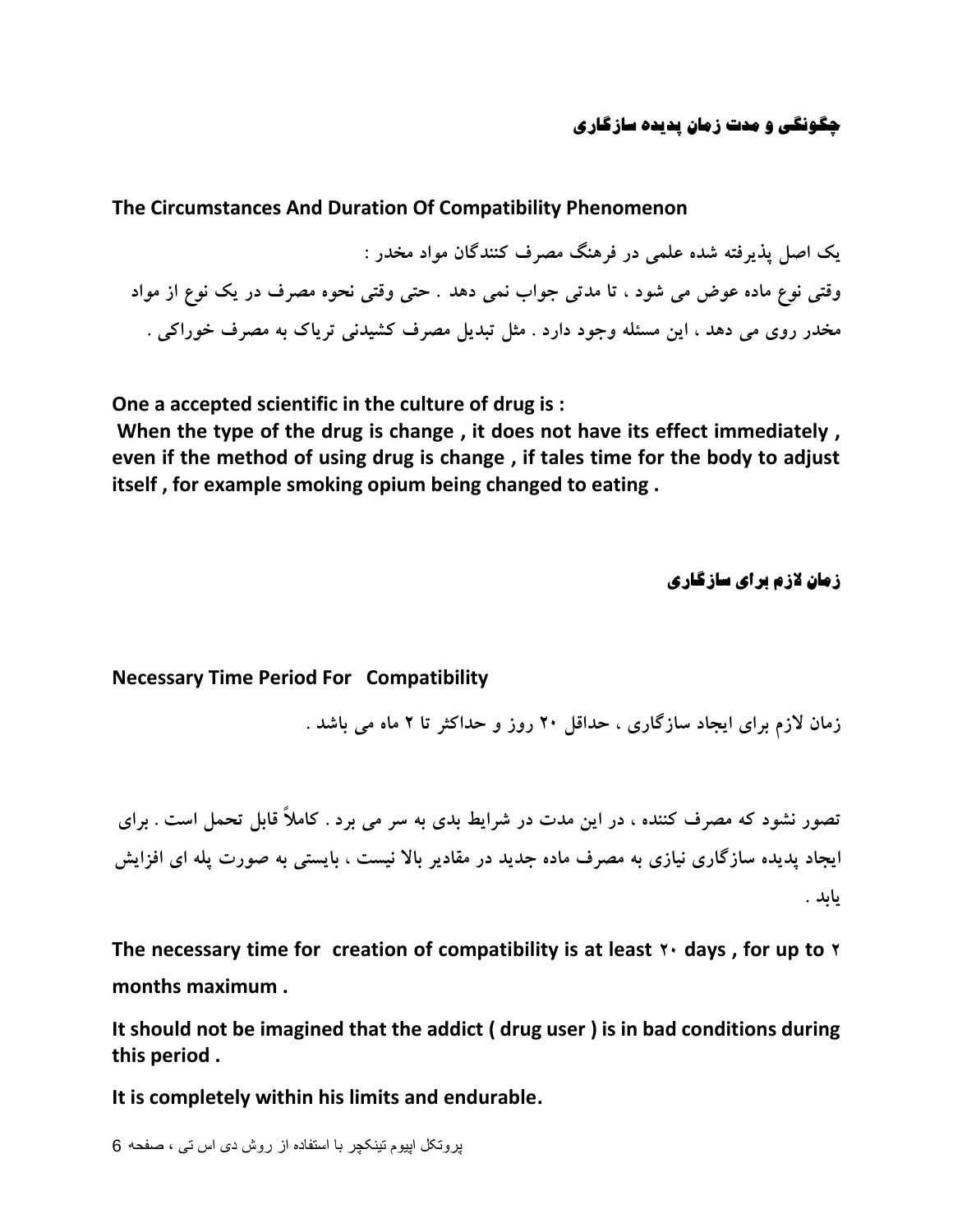## چگونگی و مدت زمان پدیده سازگاری

## The Circumstances And Duration Of Compatibility Phenomenon

**یک اصل پذیرفته شده علمی در فرهنگ مصرف کنندگان مواد مخدر :**
**وقتی نوع ماده عوض می شود ، تا مدتی جواب نمی دهد . حتی وقتی نحوه مصرف در یک نوع از مواد مخدر روی می دهد ، این مسئله وجود دارد . مثل تبدیل مصرف کشیدنی تریاک به مصرف خوراکی .**

**One a accepted scientific in the culture of drug is :**
**When the type of the drug is change , it does not have its effect immediately , even if the method of using drug is change , if tales time for the body to adjust itself , for example smoking opium being changed to eating .**

## زمان لازم برای سازگاری

## Necessary Time Period For Compatibility

**زمان لازم برای ایجاد سازگاری ، حداقل ۲۰ روز و حداکثر تا ۲ ماه می باشد .**

**تصور نشود که مصرف کننده ، در این مدت در شرایط بدی به سر می برد . کاملاً قابل تحمل است . برای ایجاد پدیده سازگاری نیازی به مصرف ماده جدید در مقادیر بالا نیست ، بایستی به صورت پله ای افزایش یابد .**

**The necessary time for creation of compatibility is at least ۲۰ days , for up to ۲ months maximum .**

**It should not be imagined that the addict ( drug user ) is in bad conditions during this period .**

**It is completely within his limits and endurable.**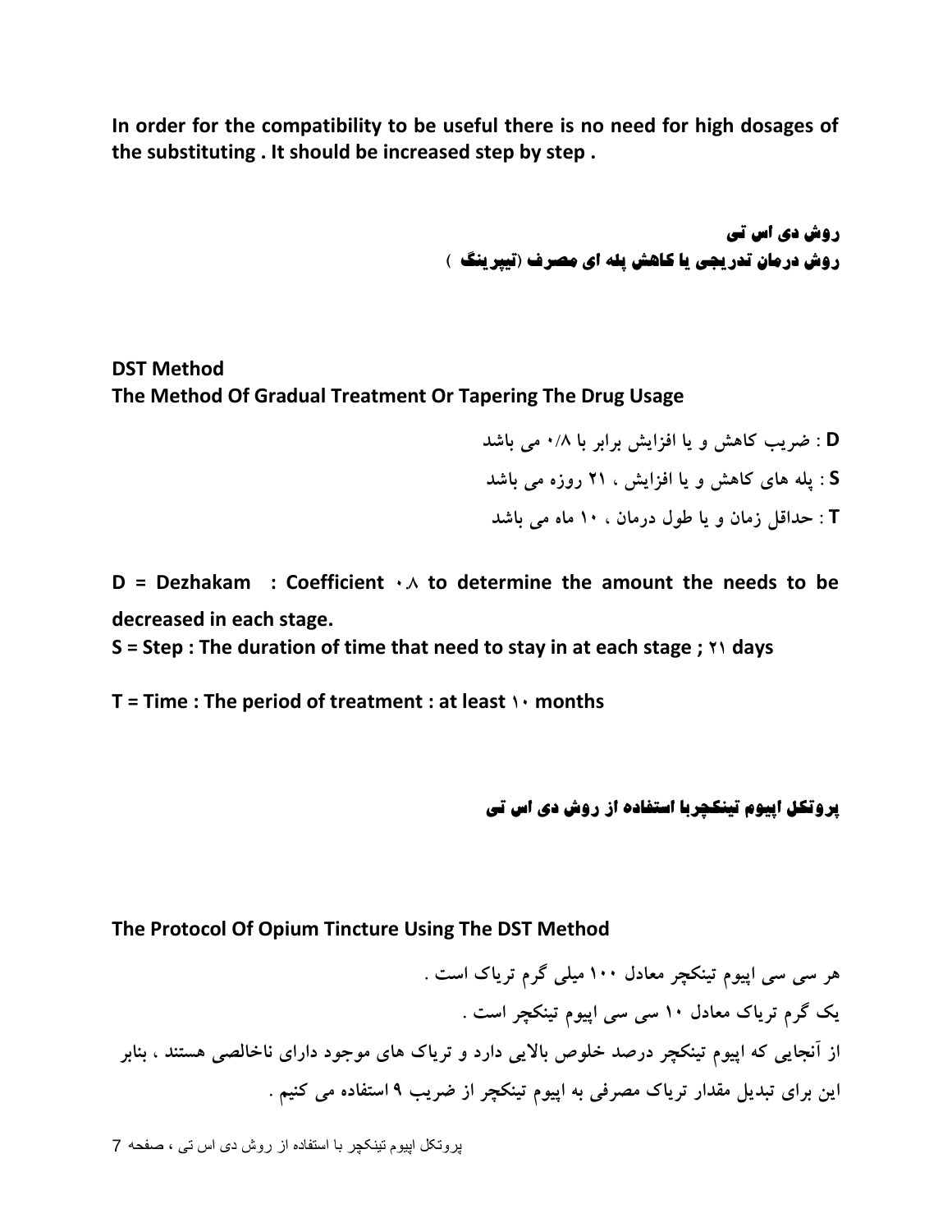**In order for the compatibility to be useful there is no need for high dosages of the substituting . It should be increased step by step .**

**روش دی اس تی**
**روش درمان تدریجی یا کاهش پله ای مصرف (تیپرینگ )**

**DST Method**
**The Method Of Gradual Treatment Or Tapering The Drug Usage**

**D : ضریب کاهش و یا افزایش برابر با ۰/۸ می باشد**
**S : پله های کاهش و یا افزایش ، ۲۱ روزه می باشد**
**T : حداقل زمان و یا طول درمان ، ۱۰ ماه می باشد**

**D = Dezhakam : Coefficient ۰.۸ to determine the amount the needs to be decreased in each stage.**
**S = Step : The duration of time that need to stay in at each stage ; ۲۱ days**

**T = Time : The period of treatment : at least ۱۰ months**

**پروتکل اپیوم تینکچربا استفاده از روش دی اس تی**

**The Protocol Of Opium Tincture Using The DST Method**

**هر سی سی اپیوم تینکچر معادل ۱۰۰ میلی گرم تریاک است .**
**یک گرم تریاک معادل ۱۰ سی سی اپیوم تینکچر است .**
**از آنجایی که اپیوم تینکچر درصد خلوص بالایی دارد و تریاک های موجود دارای ناخالصی هستند ، بنابر این برای تبدیل مقدار تریاک مصرفی به اپیوم تینکچر از ضریب ۹ استفاده می کنیم .**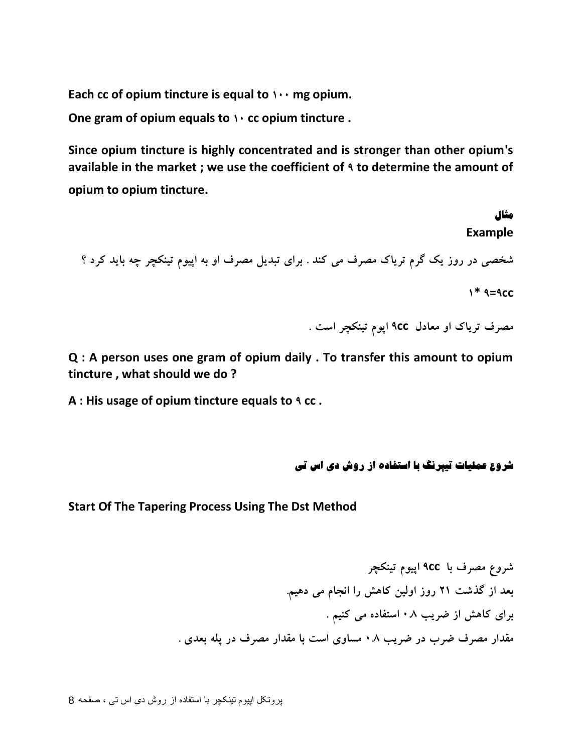**Each cc of opium tincture is equal to ۱۰۰ mg opium.**

**One gram of opium equals to ۱۰ cc opium tincture .**

**Since opium tincture is highly concentrated and is stronger than other opium's available in the market ; we use the coefficient of ۹ to determine the amount of opium to opium tincture.**

**مثال**

**Example**

**شخصی در روز یک گرم تریاک مصرف می کند . برای تبدیل مصرف او به اپیوم تینکچر چه باید کرد ؟**

**۱* ۹=۹cc**

**مصرف تریاک او معادل ۹cc اپوم تینکچر است .**

**Q : A person uses one gram of opium daily . To transfer this amount to opium tincture , what should we do ?**

**A : His usage of opium tincture equals to ۹ cc .**

## شروع عملیات تیپرنگ با استفاده از روش دی اس تی

**Start Of The Tapering Process Using The Dst Method**

**شروع مصرف با ۹cc اپیوم تینکچر**
**بعد از گذشت ۲۱ روز اولین کاهش را انجام می دهیم.**
**برای کاهش از ضریب ۰.۸ استفاده می کنیم .**
**مقدار مصرف ضرب در ضریب ۰.۸ مساوی است با مقدار مصرف در پله بعدی .**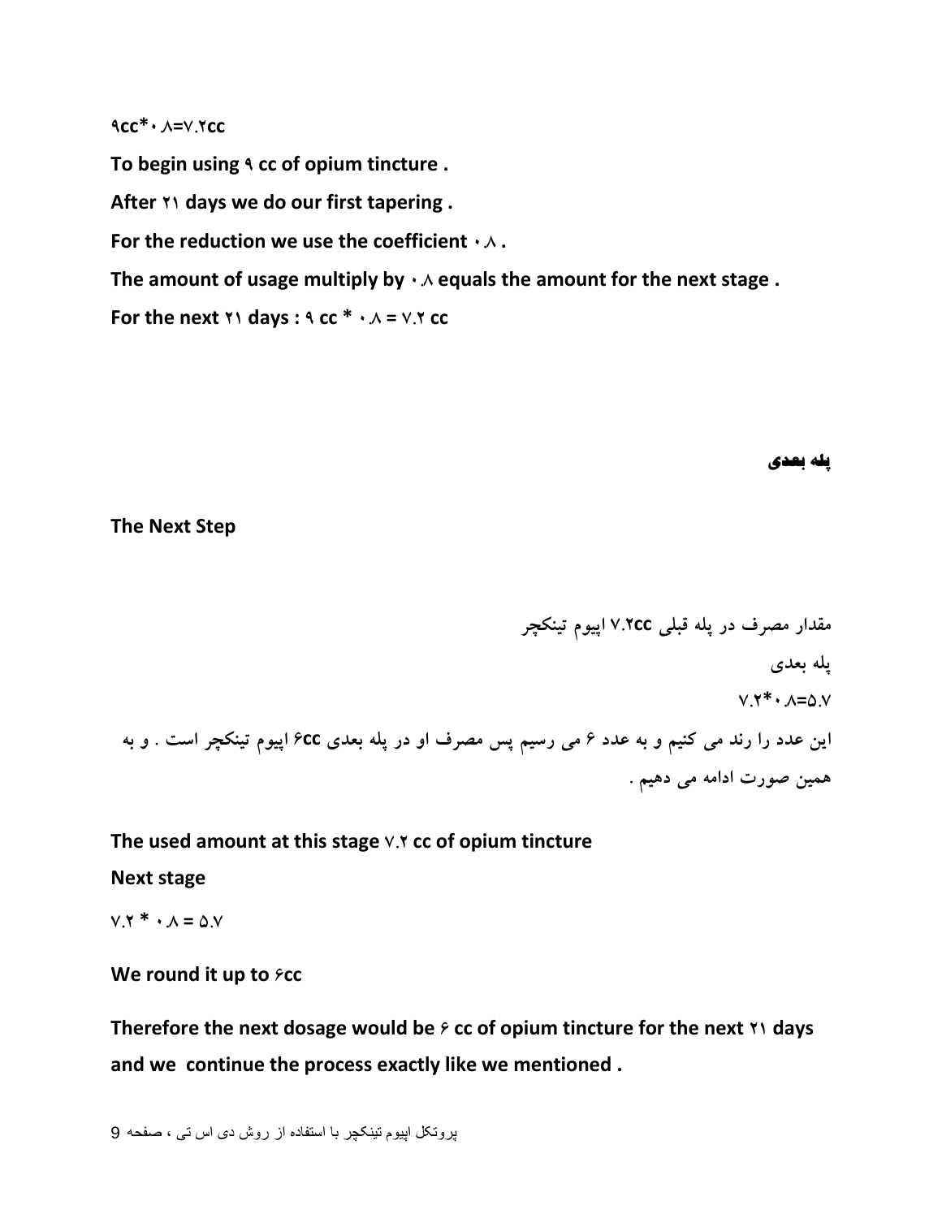۹cc*۰.۸=۷.۲cc

**To begin using ۹ cc of opium tincture .**

**After ۲۱ days we do our first tapering .**

**For the reduction we use the coefficient ۰.۸ .**

**The amount of usage multiply by ۰.۸ equals the amount for the next stage .**

**For the next ۲۱ days : ۹ cc * ۰.۸ = ۷.۲ cc**

## پله بعدی

**The Next Step**

**مقدار مصرف در پله قبلی ۷.۲cc اپیوم تینکچر**

**پله بعدی**

**۷.۲*۰.۸=۵.۷**

**این عدد را رند می کنیم و به عدد ۶ می رسیم پس مصرف او در پله بعدی ۶cc اپیوم تینکچر است . و به همین صورت ادامه می دهیم .**

**The used amount at this stage ۷.۲ cc of opium tincture**

**Next stage**

۷.۲ * ۰.۸ = ۵.۷

**We round it up to ۶cc**

**Therefore the next dosage would be ۶ cc of opium tincture for the next ۲۱ days and we continue the process exactly like we mentioned .**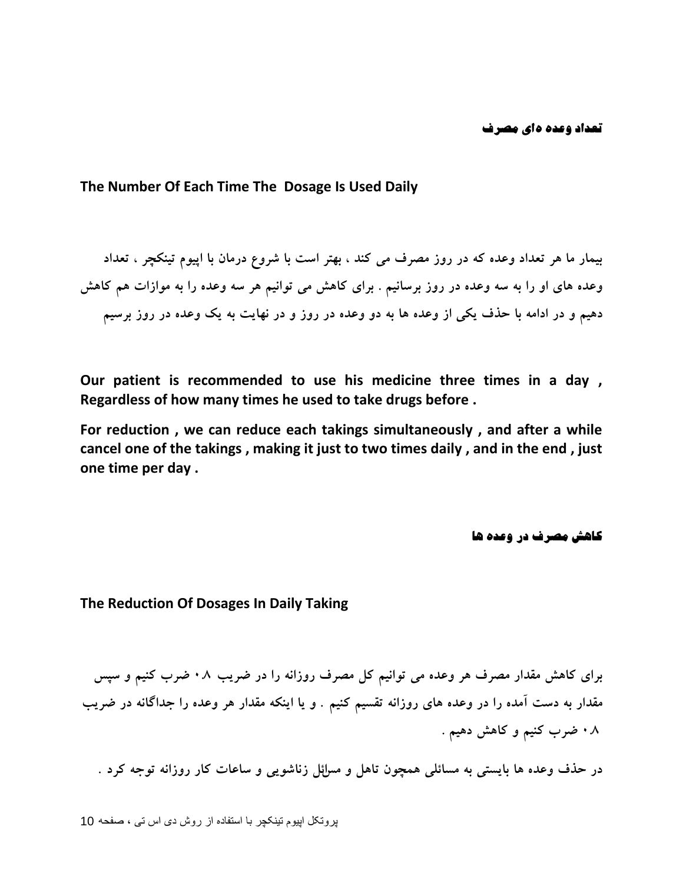### تعداد وعده های مصرف

### The Number Of Each Time The Dosage Is Used Daily

بیمار ما هر تعداد وعده که در روز مصرف می کند ، بهتر است با شروع درمان با اپیوم تینکچر ، تعداد وعده های او را به سه وعده در روز برسانیم . برای کاهش می توانیم هر سه وعده را به موازات هم کاهش دهیم و در ادامه با حذف یکی از وعده ها به دو وعده در روز و در نهایت به یک وعده در روز برسیم

**Our patient is recommended to use his medicine three times in a day , Regardless of how many times he used to take drugs before .**

**For reduction , we can reduce each takings simultaneously , and after a while cancel one of the takings , making it just to two times daily , and in the end , just one time per day .**

### کاهش مصرف در وعده ها

### The Reduction Of Dosages In Daily Taking

برای کاهش مقدار مصرف هر وعده می توانیم کل مصرف روزانه را در ضریب ۰.۸ ضرب کنیم و سپس مقدار به دست آمده را در وعده های روزانه تقسیم کنیم . و یا اینکه مقدار هر وعده را جداگانه در ضریب ۰.۸ ضرب کنیم و کاهش دهیم .

در حذف وعده ها بایستی به مسائلی همچون تاهل و مسائل زناشویی و ساعات کار روزانه توجه کرد .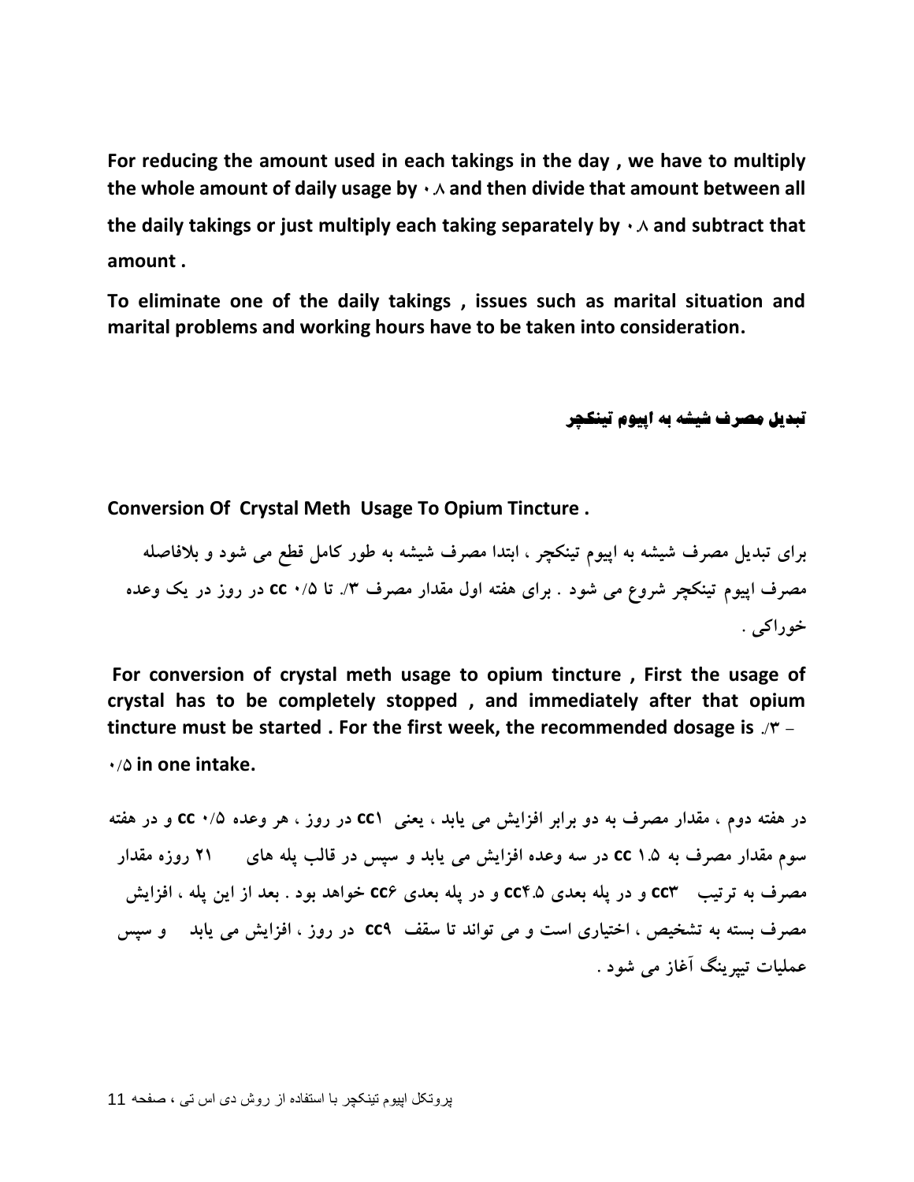For reducing the amount used in each takings in the day , we have to multiply the whole amount of daily usage by ۰.۸ and then divide that amount between all the daily takings or just multiply each taking separately by ۰.۸ and subtract that amount .

To eliminate one of the daily takings , issues such as marital situation and marital problems and working hours have to be taken into consideration.

## تبدیل مصرف شیشه به اپیوم تینکچر

## Conversion Of Crystal Meth Usage To Opium Tincture .

برای تبدیل مصرف شیشه به اپیوم تینکچر ، ابتدا مصرف شیشه به طور کامل قطع می شود و بلافاصله مصرف اپیوم تینکچر شروع می شود . برای هفته اول مقدار مصرف ۳/. تا ۰/۵ cc در روز در یک وعده خوراکی .

For conversion of crystal meth usage to opium tincture , First the usage of crystal has to be completely stopped , and immediately after that opium tincture must be started . For the first week, the recommended dosage is ۳/. – ۰/۵ in one intake.

در هفته دوم ، مقدار مصرف به دو برابر افزایش می یابد ، یعنی cc۱ در روز ، هر وعده ۰/۵ cc و در هفته سوم مقدار مصرف به ۱.۵ cc در سه وعده افزایش می یابد و سپس در قالب پله های ۲۱ روزه مقدار مصرف به ترتیب cc۳ و در پله بعدی cc۴.۵ و در پله بعدی cc۶ خواهد بود . بعد از این پله ، افزایش مصرف بسته به تشخیص ، اختیاری است و می تواند تا سقف cc۹ در روز ، افزایش می یابد و سپس عملیات تیپرینگ آغاز می شود .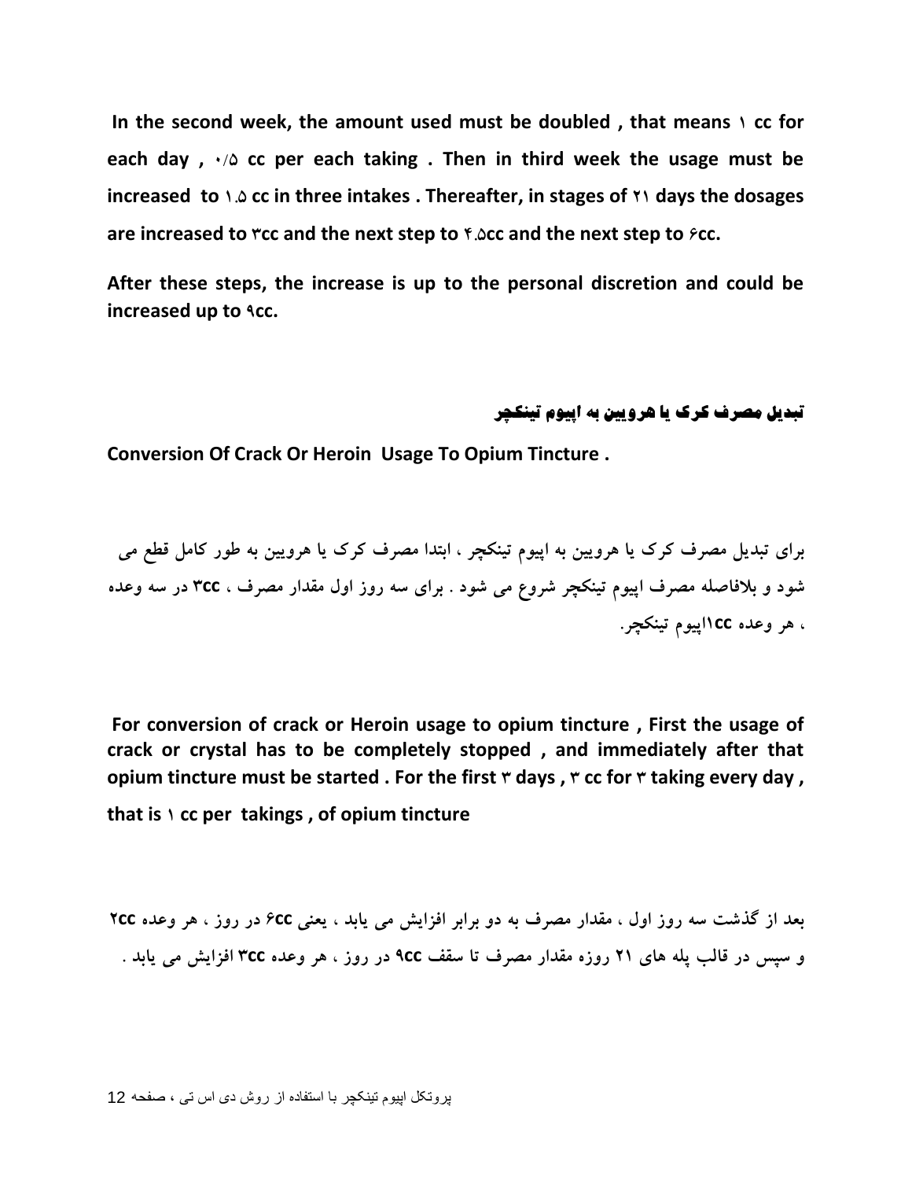**In the second week, the amount used must be doubled , that means ١ cc for each day , ٠/۵ cc per each taking . Then in third week the usage must be increased to ١.۵ cc in three intakes . Thereafter, in stages of ٢١ days the dosages are increased to ٣cc and the next step to ۴.۵cc and the next step to ۶cc.**

**After these steps, the increase is up to the personal discretion and could be increased up to ٩cc.**

### تبدیل مصرف کرک یا هرویین به اپیوم تینکچر

**Conversion Of Crack Or Heroin Usage To Opium Tincture .**

**برای تبدیل مصرف کرک یا هرویین به اپیوم تینکچر ، ابتدا مصرف کرک یا هرویین به طور کامل قطع می شود و بلافاصله مصرف اپیوم تینکچر شروع می شود . برای سه روز اول مقدار مصرف ، ۳cc در سه وعده ، هر وعده ۱cc اپیوم تینکچر.**

**For conversion of crack or Heroin usage to opium tincture , First the usage of crack or crystal has to be completely stopped , and immediately after that opium tincture must be started . For the first ٣ days , ٣ cc for ٣ taking every day , that is ١ cc per takings , of opium tincture**

**بعد از گذشت سه روز اول ، مقدار مصرف به دو برابر افزایش می یابد ، یعنی ۶cc در روز ، هر وعده ۲cc و سپس در قالب پله های ۲۱ روزه مقدار مصرف تا سقف ۹cc در روز ، هر وعده ۳cc افزایش می یابد .**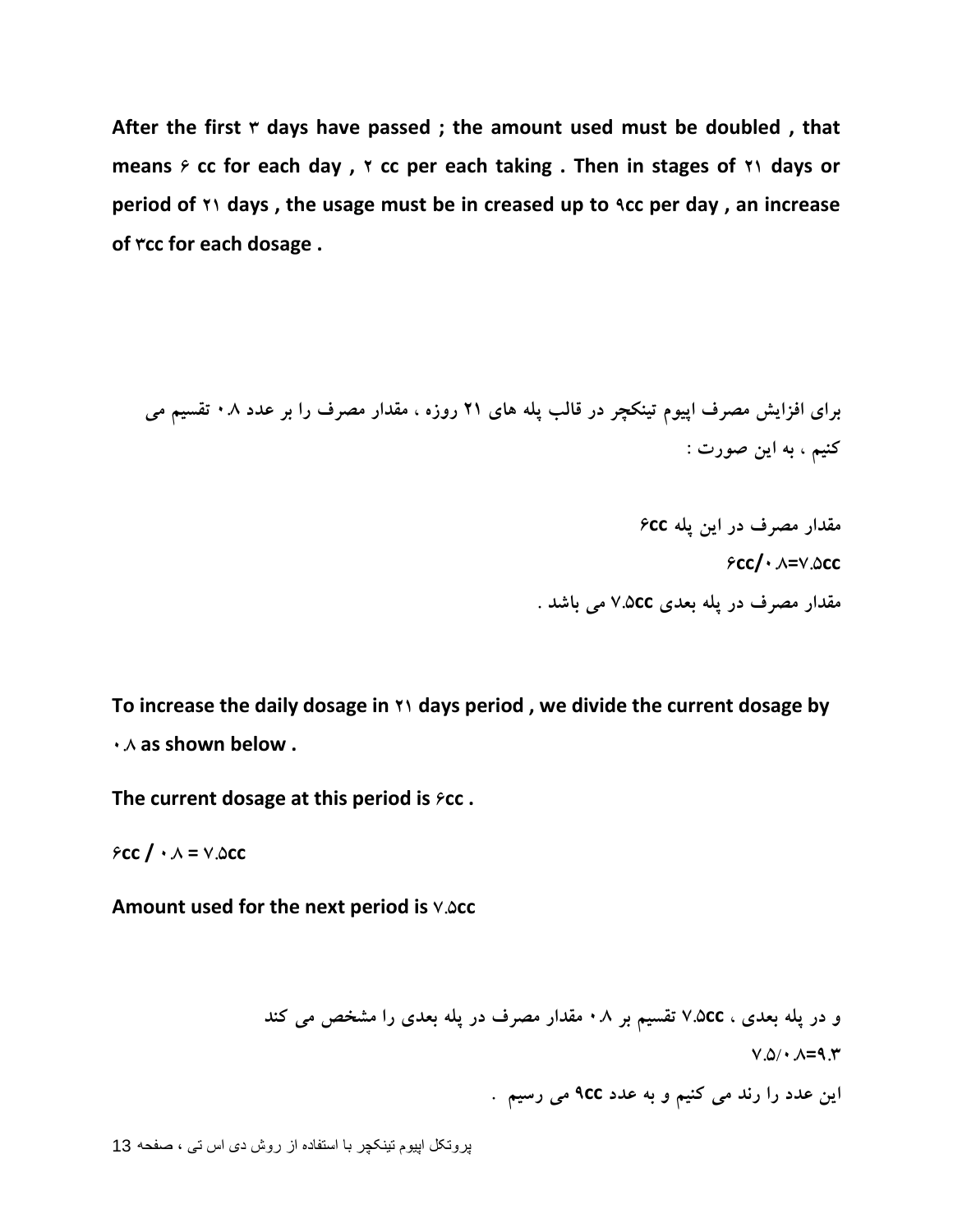**After the first ۳ days have passed ; the amount used must be doubled , that means ۶ cc for each day , ۲ cc per each taking . Then in stages of ۲۱ days or period of ۲۱ days , the usage must be in creased up to ۹cc per day , an increase of ۳cc for each dosage .**

**برای افزایش مصرف اپیوم تینکچر در قالب پله های ۲۱ روزه ، مقدار مصرف را بر عدد ۰.۸ تقسیم می کنیم ، به این صورت :**

**مقدار مصرف در این پله ۶cc**

**۶cc/۰.۸=۷.۵cc**

**مقدار مصرف در پله بعدی ۷.۵cc می باشد .**

**To increase the daily dosage in ۲۱ days period , we divide the current dosage by ۰.۸ as shown below .**

**The current dosage at this period is ۶cc .**

**۶cc / ۰.۸ = ۷.۵cc**

**Amount used for the next period is ۷.۵cc**

**و در پله بعدی ، ۷.۵cc تقسیم بر ۰.۸ مقدار مصرف در پله بعدی را مشخص می کند**

**۷.۵/۰.۸=۹.۳**

**این عدد را رند می کنیم و به عدد ۹cc می رسیم .**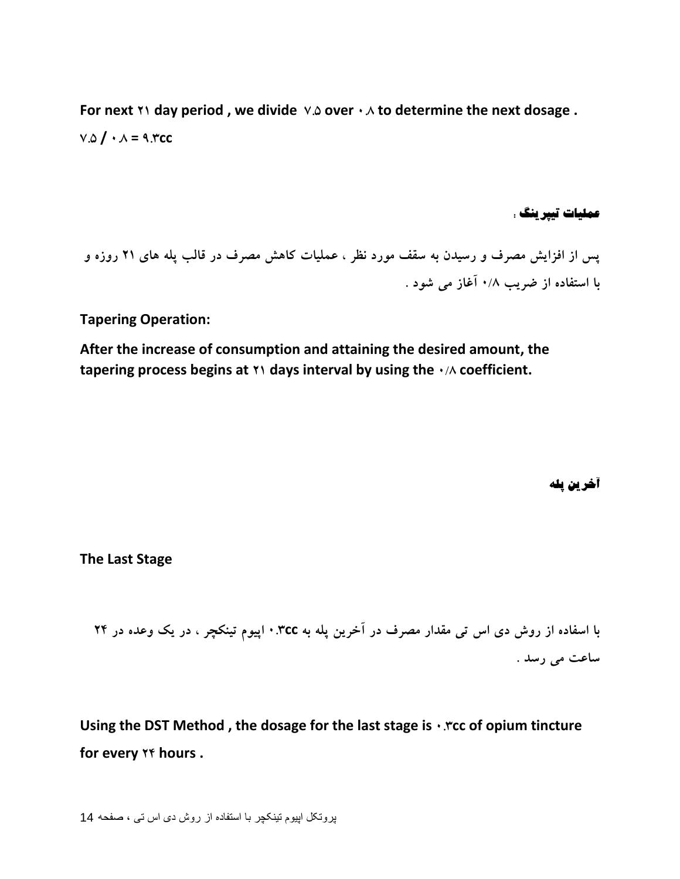**For next ۲۱ day period , we divide ۷.۵ over ۰.۸ to determine the next dosage .**

**۷.۵ / ۰.۸ = ۹.۳cc**

## عملیات تیپرینگ :

**پس از افزایش مصرف و رسیدن به سقف مورد نظر ، عملیات کاهش مصرف در قالب پله های ۲۱ روزه و با استفاده از ضریب ۰/۸ آغاز می شود .**

**Tapering Operation:**

**After the increase of consumption and attaining the desired amount, the tapering process begins at ۲۱ days interval by using the ۰/۸ coefficient.**

## آخرین پله

**The Last Stage**

**با اسفاده از روش دی اس تی مقدار مصرف در آخرین پله به ۰.۳cc اپیوم تینکچر ، در یک وعده در ۲۴ ساعت می رسد .**

**Using the DST Method , the dosage for the last stage is ۰.۳cc of opium tincture for every ۲۴ hours .**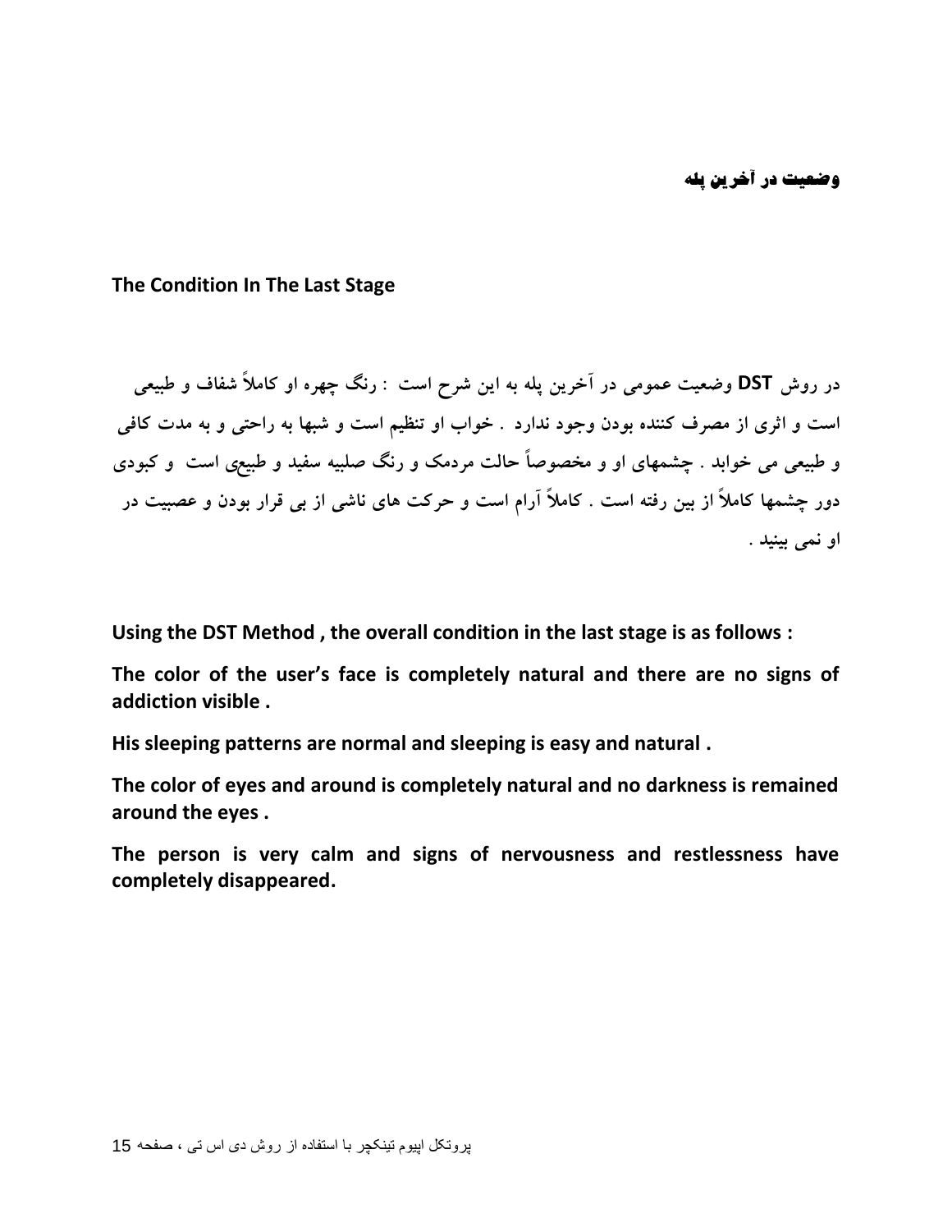## وضعیت در آخرین پله

## The Condition In The Last Stage

**در روش DST وضعیت عمومی در آخرین پله به این شرح است : رنگ چهره او کاملاً شفاف و طبیعی است و اثری از مصرف کننده بودن وجود ندارد . خواب او تنظیم است و شبها به راحتی و به مدت کافی و طبیعی می خوابد . چشمهای او و مخصوصاً حالت مردمک و رنگ صلبیه سفید و طبیعی است و کبودی دور چشمها کاملاً از بین رفته است . کاملاً آرام است و حرکت های ناشی از بی قرار بودن و عصبیت در او نمی بینید .**

**Using the DST Method , the overall condition in the last stage is as follows :**

**The color of the user's face is completely natural and there are no signs of addiction visible .**

**His sleeping patterns are normal and sleeping is easy and natural .**

**The color of eyes and around is completely natural and no darkness is remained around the eyes .**

**The person is very calm and signs of nervousness and restlessness have completely disappeared.**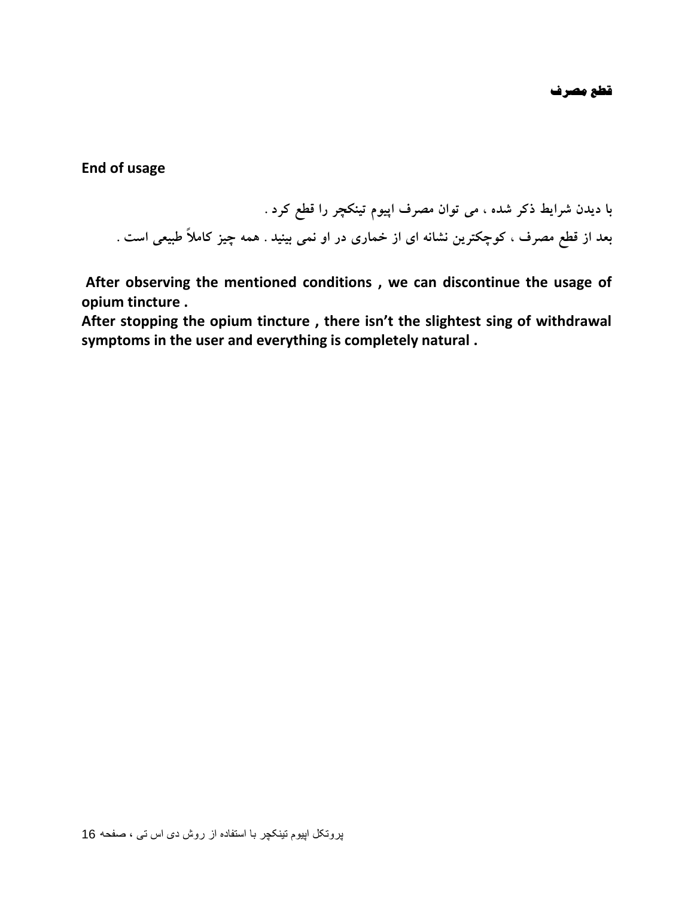## قطع مصرف

**End of usage**

**با دیدن شرایط ذکر شده ، می توان مصرف اپیوم تینکچر را قطع کرد .**
**بعد از قطع مصرف ، کوچکترین نشانه ای از خماری در او نمی بینید . همه چیز کاملاً طبیعی است .**

**After observing the mentioned conditions , we can discontinue the usage of opium tincture .**
**After stopping the opium tincture , there isn't the slightest sing of withdrawal symptoms in the user and everything is completely natural .**